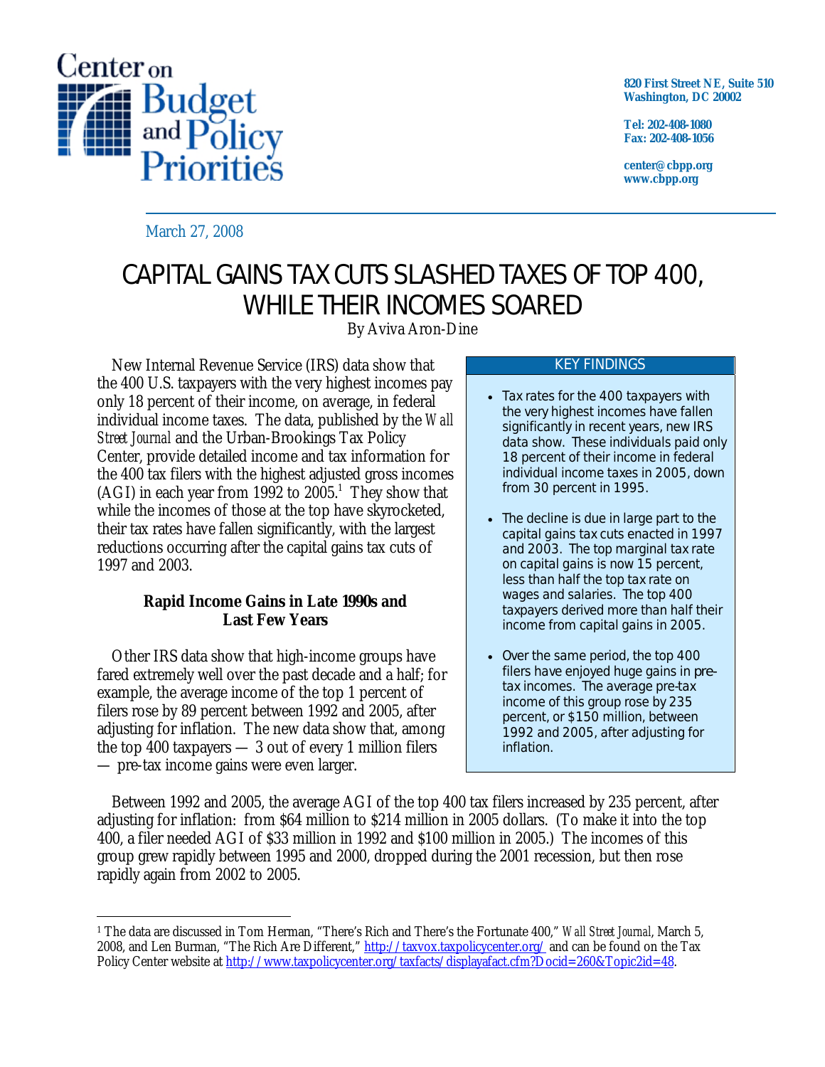Center on Budget and Policy Priorities

820 First Street NE, Suite 510
Washington, DC 20002

Tel: 202-408-1080
Fax: 202-408-1056

center@cbpp.org
www.cbpp.org

March 27, 2008

# CAPITAL GAINS TAX CUTS SLASHED TAXES OF TOP 400, WHILE THEIR INCOMES SOARED

By Aviva Aron-Dine

New Internal Revenue Service (IRS) data show that the 400 U.S. taxpayers with the very highest incomes pay only 18 percent of their income, on average, in federal individual income taxes. The data, published by the *Wall Street Journal* and the Urban-Brookings Tax Policy Center, provide detailed income and tax information for the 400 tax filers with the highest adjusted gross incomes (AGI) in each year from 1992 to 2005.[1] They show that while the incomes of those at the top have skyrocketed, their tax rates have fallen significantly, with the largest reductions occurring after the capital gains tax cuts of 1997 and 2003.

> **KEY FINDINGS**
>
> - Tax rates for the 400 taxpayers with the very highest incomes have fallen significantly in recent years, new IRS data show. These individuals paid only 18 percent of their income in federal individual income taxes in 2005, down from 30 percent in 1995.
> - The decline is due in large part to the capital gains tax cuts enacted in 1997 and 2003. The top marginal tax rate on capital gains is now 15 percent, less than half the top tax rate on wages and salaries. The top 400 taxpayers derived more than half their income from capital gains in 2005.
> - Over the same period, the top 400 filers have enjoyed huge gains in pre-tax incomes. The average pre-tax income of this group rose by 235 percent, or $150 million, between 1992 and 2005, after adjusting for inflation.

### Rapid Income Gains in Late 1990s and Last Few Years

Other IRS data show that high-income groups have fared extremely well over the past decade and a half; for example, the average income of the top 1 percent of filers rose by 89 percent between 1992 and 2005, after adjusting for inflation. The new data show that, among the top 400 taxpayers — 3 out of every 1 million filers — pre-tax income gains were even larger.

Between 1992 and 2005, the average AGI of the top 400 tax filers increased by 235 percent, after adjusting for inflation: from $64 million to $214 million in 2005 dollars. (To make it into the top 400, a filer needed AGI of $33 million in 1992 and $100 million in 2005.) The incomes of this group grew rapidly between 1995 and 2000, dropped during the 2001 recession, but then rose rapidly again from 2002 to 2005.

---

[1] The data are discussed in Tom Herman, "There's Rich and There's the Fortunate 400," *Wall Street Journal*, March 5, 2008, and Len Burman, "The Rich Are Different," http://taxvox.taxpolicycenter.org/ and can be found on the Tax Policy Center website at http://www.taxpolicycenter.org/taxfacts/displayafact.cfm?Docid=260&Topic2id=48.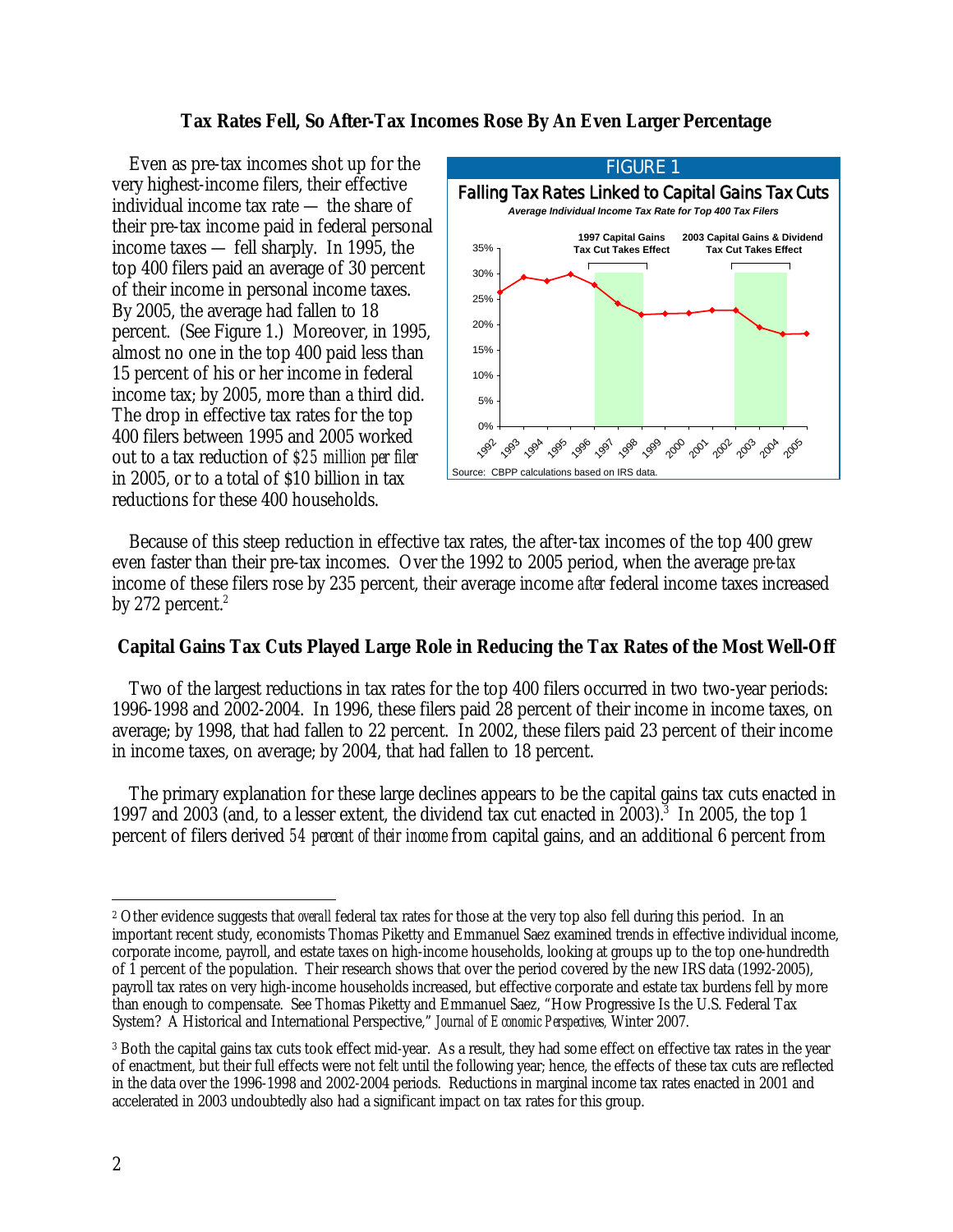### Tax Rates Fell, So After-Tax Incomes Rose By An Even Larger Percentage

Even as pre-tax incomes shot up for the very highest-income filers, their effective individual income tax rate — the share of their pre-tax income paid in federal personal income taxes — fell sharply. In 1995, the top 400 filers paid an average of 30 percent of their income in personal income taxes. By 2005, the average had fallen to 18 percent. (See Figure 1.) Moreover, in 1995, almost no one in the top 400 paid less than 15 percent of his or her income in federal income tax; by 2005, more than a third did. The drop in effective tax rates for the top 400 filers between 1995 and 2005 worked out to a tax reduction of *$25 million per filer* in 2005, or to a total of $10 billion in tax reductions for these 400 households.

FIGURE 1

**Falling Tax Rates Linked to Capital Gains Tax Cuts**

*Average Individual Income Tax Rate for Top 400 Tax Filers*

Source: CBPP calculations based on IRS data.

Because of this steep reduction in effective tax rates, the after-tax incomes of the top 400 grew even faster than their pre-tax incomes. Over the 1992 to 2005 period, when the average *pre-tax* income of these filers rose by 235 percent, their average income *after* federal income taxes increased by 272 percent.[2]

### Capital Gains Tax Cuts Played Large Role in Reducing the Tax Rates of the Most Well-Off

Two of the largest reductions in tax rates for the top 400 filers occurred in two two-year periods: 1996-1998 and 2002-2004. In 1996, these filers paid 28 percent of their income in income taxes, on average; by 1998, that had fallen to 22 percent. In 2002, these filers paid 23 percent of their income in income taxes, on average; by 2004, that had fallen to 18 percent.

The primary explanation for these large declines appears to be the capital gains tax cuts enacted in 1997 and 2003 (and, to a lesser extent, the dividend tax cut enacted in 2003).[3] In 2005, the top 1 percent of filers derived *54 percent of their income* from capital gains, and an additional 6 percent from

---

[2] Other evidence suggests that *overall* federal tax rates for those at the very top also fell during this period. In an important recent study, economists Thomas Piketty and Emmanuel Saez examined trends in effective individual income, corporate income, payroll, and estate taxes on high-income households, looking at groups up to the top one-hundredth of 1 percent of the population. Their research shows that over the period covered by the new IRS data (1992-2005), payroll tax rates on very high-income households increased, but effective corporate and estate tax burdens fell by more than enough to compensate. See Thomas Piketty and Emmanuel Saez, "How Progressive Is the U.S. Federal Tax System? A Historical and International Perspective," *Journal of Economic Perspectives,* Winter 2007.

[3] Both the capital gains tax cuts took effect mid-year. As a result, they had some effect on effective tax rates in the year of enactment, but their full effects were not felt until the following year; hence, the effects of these tax cuts are reflected in the data over the 1996-1998 and 2002-2004 periods. Reductions in marginal income tax rates enacted in 2001 and accelerated in 2003 undoubtedly also had a significant impact on tax rates for this group.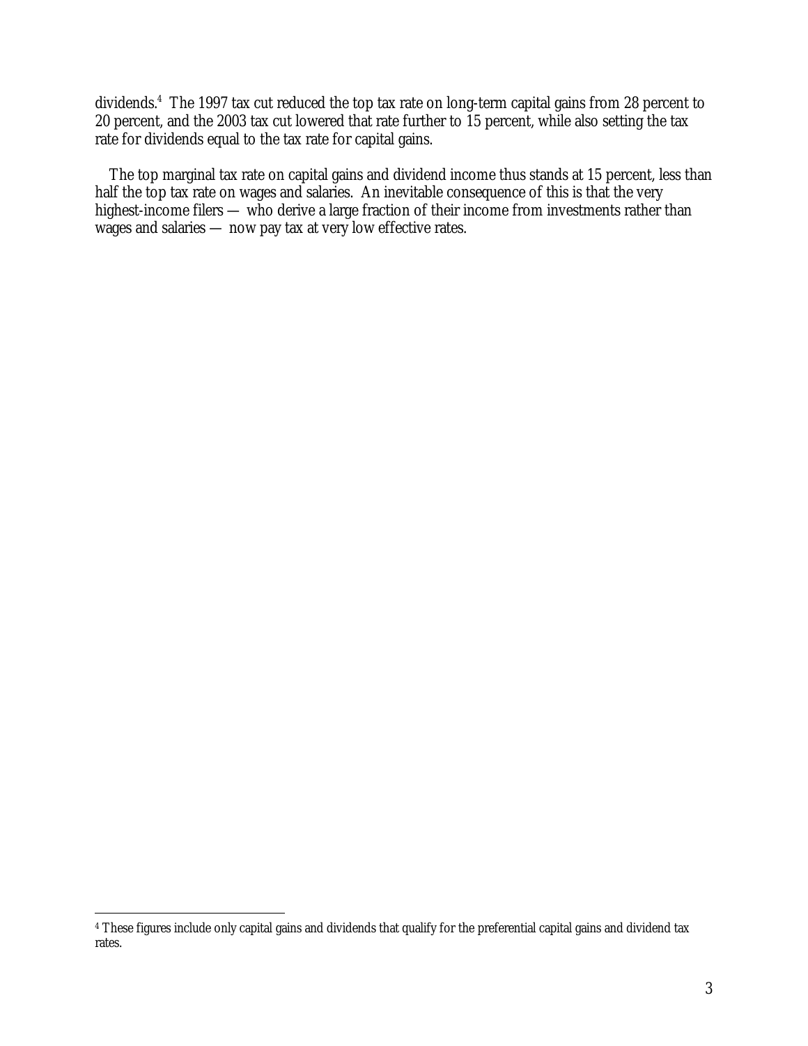dividends.[4] The 1997 tax cut reduced the top tax rate on long-term capital gains from 28 percent to 20 percent, and the 2003 tax cut lowered that rate further to 15 percent, while also setting the tax rate for dividends equal to the tax rate for capital gains.

The top marginal tax rate on capital gains and dividend income thus stands at 15 percent, less than half the top tax rate on wages and salaries. An inevitable consequence of this is that the very highest-income filers — who derive a large fraction of their income from investments rather than wages and salaries — now pay tax at very low effective rates.

---

[4] These figures include only capital gains and dividends that qualify for the preferential capital gains and dividend tax rates.